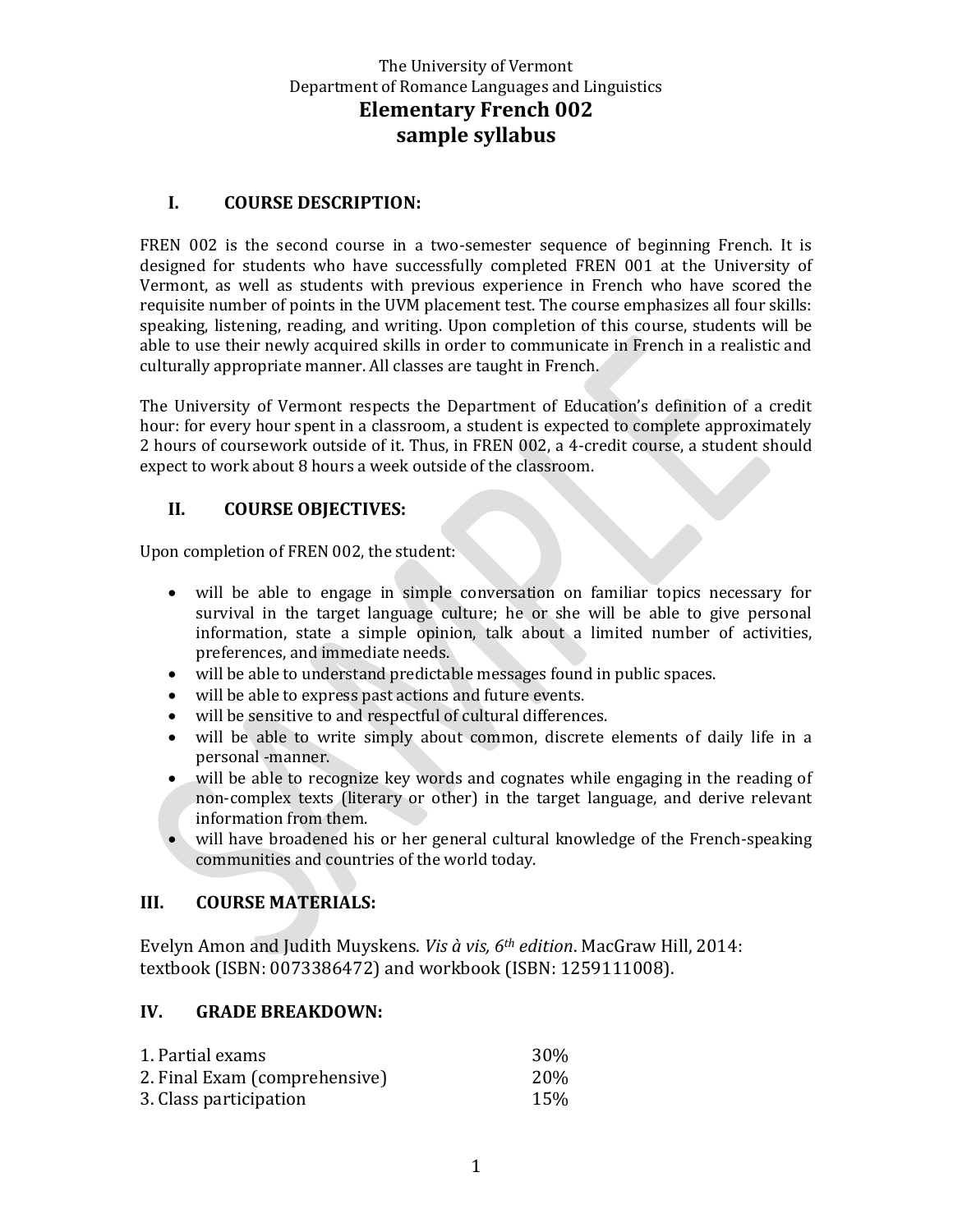The University of Vermont
Department of Romance Languages and Linguistics

# Elementary French 002
# sample syllabus

## I. COURSE DESCRIPTION:

FREN 002 is the second course in a two-semester sequence of beginning French. It is designed for students who have successfully completed FREN 001 at the University of Vermont, as well as students with previous experience in French who have scored the requisite number of points in the UVM placement test. The course emphasizes all four skills: speaking, listening, reading, and writing. Upon completion of this course, students will be able to use their newly acquired skills in order to communicate in French in a realistic and culturally appropriate manner. All classes are taught in French.

The University of Vermont respects the Department of Education's definition of a credit hour: for every hour spent in a classroom, a student is expected to complete approximately 2 hours of coursework outside of it. Thus, in FREN 002, a 4-credit course, a student should expect to work about 8 hours a week outside of the classroom.

## II. COURSE OBJECTIVES:

Upon completion of FREN 002, the student:

- will be able to engage in simple conversation on familiar topics necessary for survival in the target language culture; he or she will be able to give personal information, state a simple opinion, talk about a limited number of activities, preferences, and immediate needs.
- will be able to understand predictable messages found in public spaces.
- will be able to express past actions and future events.
- will be sensitive to and respectful of cultural differences.
- will be able to write simply about common, discrete elements of daily life in a personal -manner.
- will be able to recognize key words and cognates while engaging in the reading of non-complex texts (literary or other) in the target language, and derive relevant information from them.
- will have broadened his or her general cultural knowledge of the French-speaking communities and countries of the world today.

## III. COURSE MATERIALS:

Evelyn Amon and Judith Muyskens. *Vis à vis, 6th edition*. MacGraw Hill, 2014: textbook (ISBN: 0073386472) and workbook (ISBN: 1259111008).

## IV. GRADE BREAKDOWN:

| | |
|---|---|
| 1. Partial exams | 30% |
| 2. Final Exam (comprehensive) | 20% |
| 3. Class participation | 15% |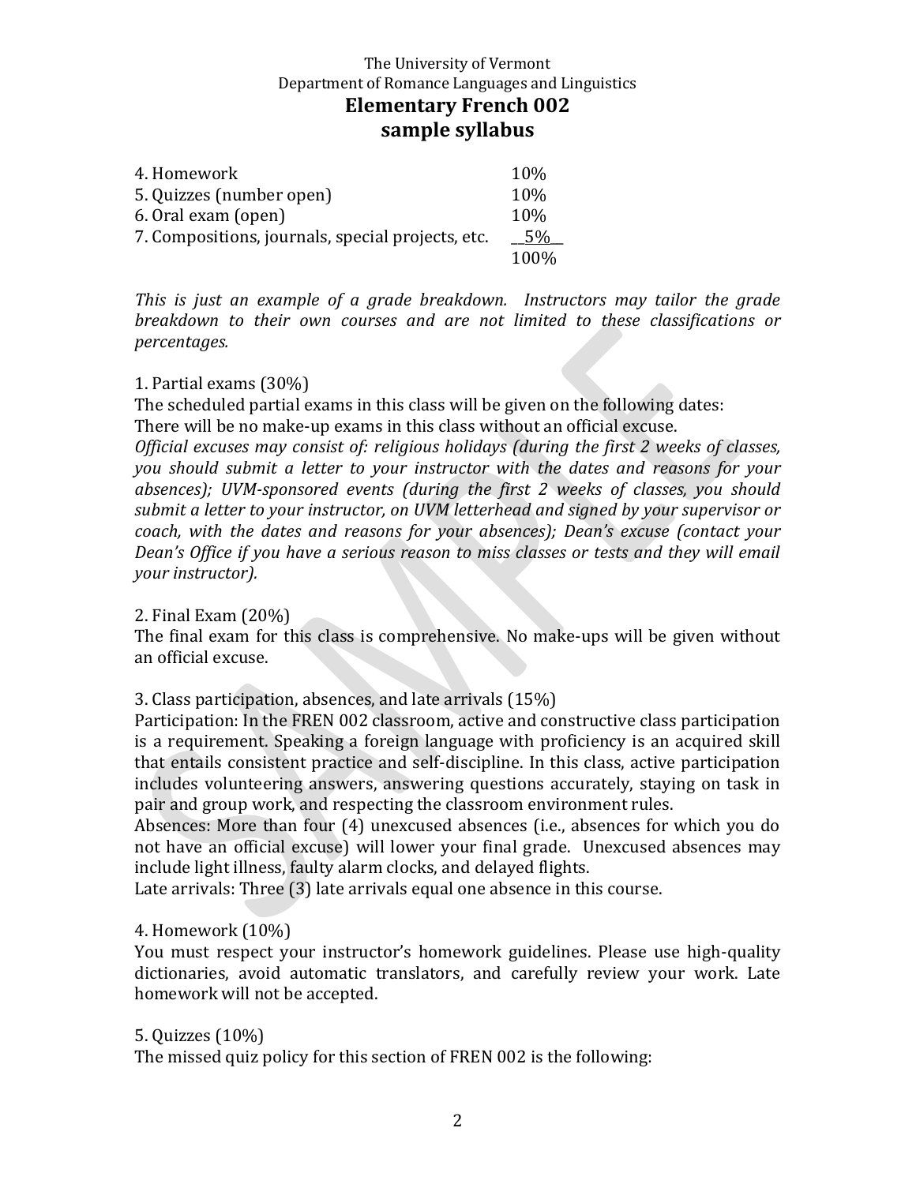| | |
|---|---|
| 4. Homework | 10% |
| 5. Quizzes (number open) | 10% |
| 6. Oral exam (open) | 10% |
| 7. Compositions, journals, special projects, etc. | 5% |
| | 100% |

*This is just an example of a grade breakdown. Instructors may tailor the grade breakdown to their own courses and are not limited to these classifications or percentages.*

1. Partial exams (30%)

The scheduled partial exams in this class will be given on the following dates:

There will be no make-up exams in this class without an official excuse.

*Official excuses may consist of: religious holidays (during the first 2 weeks of classes, you should submit a letter to your instructor with the dates and reasons for your absences); UVM-sponsored events (during the first 2 weeks of classes, you should submit a letter to your instructor, on UVM letterhead and signed by your supervisor or coach, with the dates and reasons for your absences); Dean's excuse (contact your Dean's Office if you have a serious reason to miss classes or tests and they will email your instructor).*

2. Final Exam (20%)

The final exam for this class is comprehensive. No make-ups will be given without an official excuse.

3. Class participation, absences, and late arrivals (15%)

Participation: In the FREN 002 classroom, active and constructive class participation is a requirement. Speaking a foreign language with proficiency is an acquired skill that entails consistent practice and self-discipline. In this class, active participation includes volunteering answers, answering questions accurately, staying on task in pair and group work, and respecting the classroom environment rules.

Absences: More than four (4) unexcused absences (i.e., absences for which you do not have an official excuse) will lower your final grade. Unexcused absences may include light illness, faulty alarm clocks, and delayed flights.

Late arrivals: Three (3) late arrivals equal one absence in this course.

4. Homework (10%)

You must respect your instructor's homework guidelines. Please use high-quality dictionaries, avoid automatic translators, and carefully review your work. Late homework will not be accepted.

5. Quizzes (10%)

The missed quiz policy for this section of FREN 002 is the following: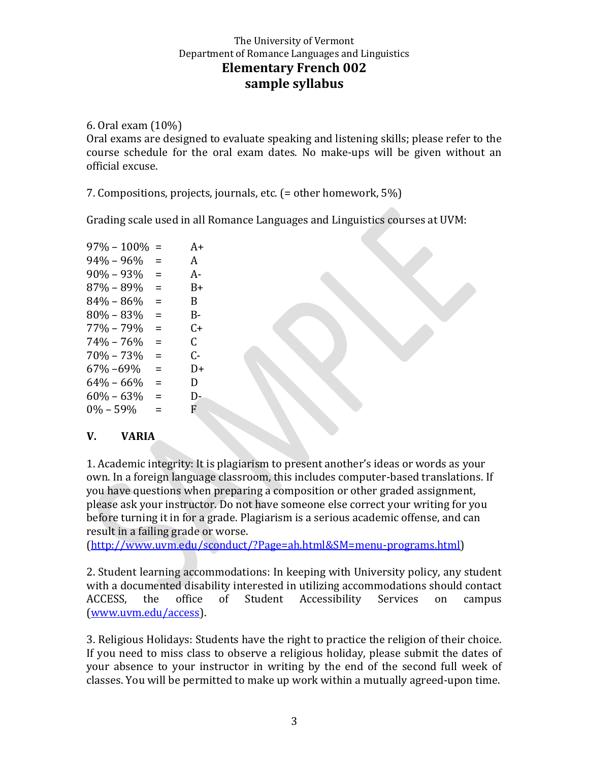6. Oral exam (10%)
Oral exams are designed to evaluate speaking and listening skills; please refer to the course schedule for the oral exam dates. No make-ups will be given without an official excuse.

7. Compositions, projects, journals, etc. (= other homework, 5%)

Grading scale used in all Romance Languages and Linguistics courses at UVM:

| | | |
|---|---|---|
| 97% – 100% | = | A+ |
| 94% – 96% | = | A |
| 90% – 93% | = | A- |
| 87% – 89% | = | B+ |
| 84% – 86% | = | B |
| 80% – 83% | = | B- |
| 77% – 79% | = | C+ |
| 74% – 76% | = | C |
| 70% – 73% | = | C- |
| 67% –69% | = | D+ |
| 64% – 66% | = | D |
| 60% – 63% | = | D- |
| 0% – 59% | = | F |

## V. VARIA

1. Academic integrity: It is plagiarism to present another's ideas or words as your own. In a foreign language classroom, this includes computer-based translations. If you have questions when preparing a composition or other graded assignment, please ask your instructor. Do not have someone else correct your writing for you before turning it in for a grade. Plagiarism is a serious academic offense, and can result in a failing grade or worse. (http://www.uvm.edu/sconduct/?Page=ah.html&SM=menu-programs.html)

2. Student learning accommodations: In keeping with University policy, any student with a documented disability interested in utilizing accommodations should contact ACCESS, the office of Student Accessibility Services on campus (www.uvm.edu/access).

3. Religious Holidays: Students have the right to practice the religion of their choice. If you need to miss class to observe a religious holiday, please submit the dates of your absence to your instructor in writing by the end of the second full week of classes. You will be permitted to make up work within a mutually agreed-upon time.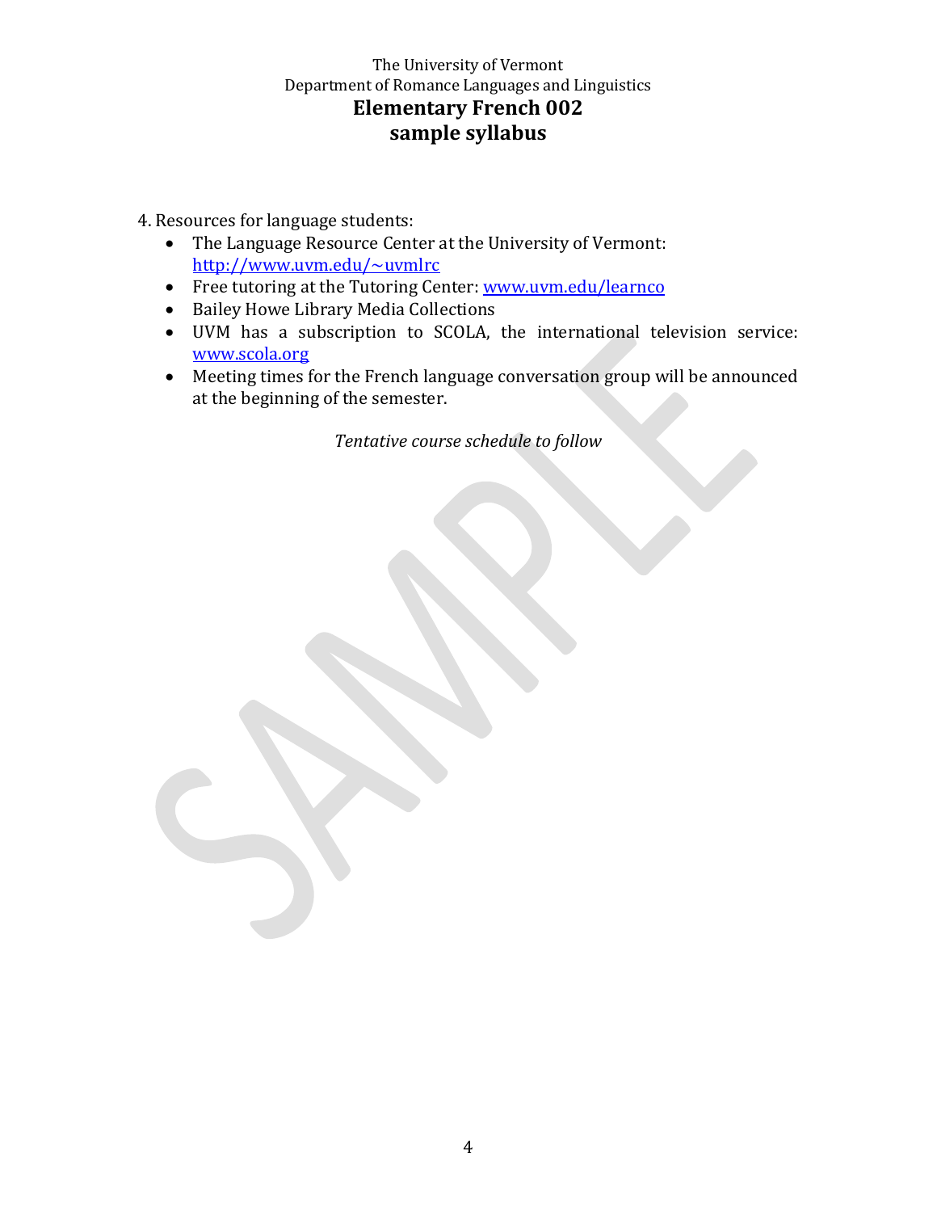4. Resources for language students:
   - The Language Resource Center at the University of Vermont: http://www.uvm.edu/~uvmlrc
   - Free tutoring at the Tutoring Center: www.uvm.edu/learnco
   - Bailey Howe Library Media Collections
   - UVM has a subscription to SCOLA, the international television service: www.scola.org
   - Meeting times for the French language conversation group will be announced at the beginning of the semester.

*Tentative course schedule to follow*